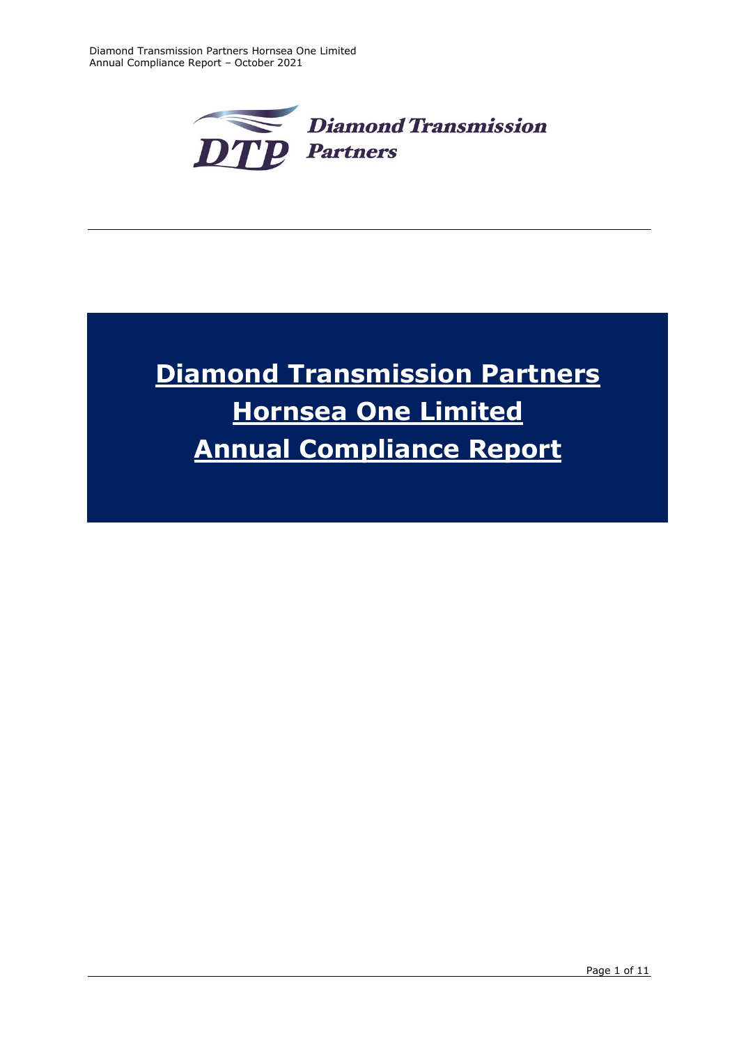# Diamond Transmission Partners Hornsea One Limited Annual Compliance Report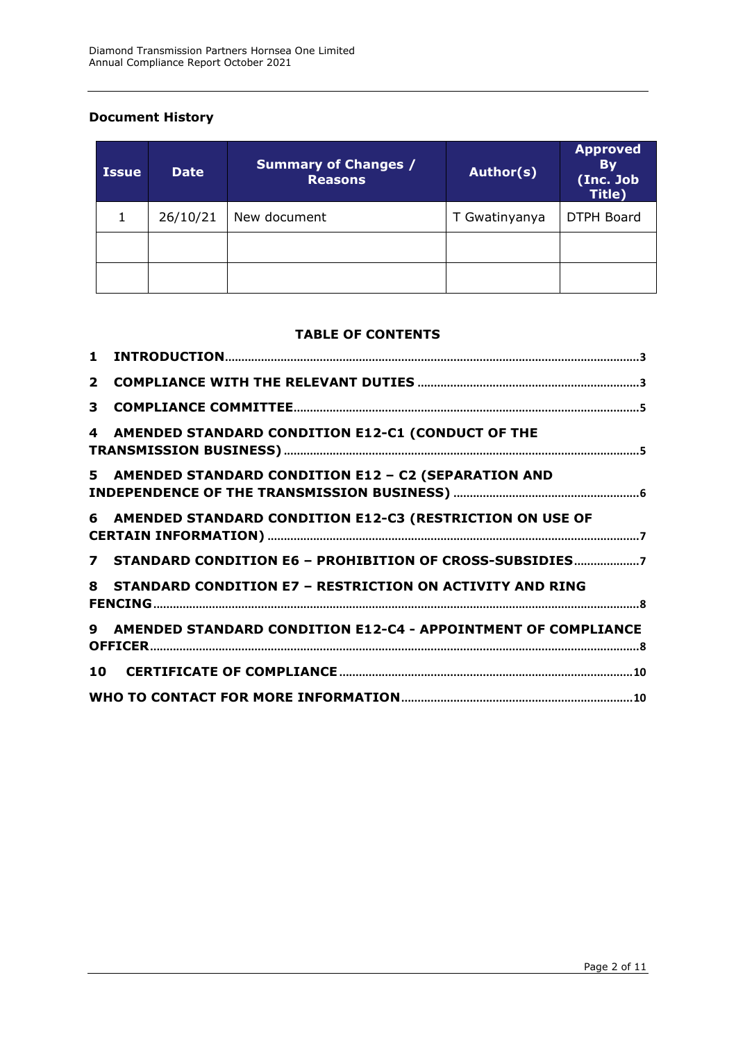**Document History**

| Issue | Date | Summary of Changes / Reasons | Author(s) | Approved By (Inc. Job Title) |
|---|---|---|---|---|
| 1 | 26/10/21 | New document | T Gwatinyanya | DTPH Board |
| | | | | |
| | | | | |

**TABLE OF CONTENTS**

1 INTRODUCTION ..... 3

2 COMPLIANCE WITH THE RELEVANT DUTIES ..... 3

3 COMPLIANCE COMMITTEE ..... 5

4 AMENDED STANDARD CONDITION E12-C1 (CONDUCT OF THE TRANSMISSION BUSINESS) ..... 5

5 AMENDED STANDARD CONDITION E12 – C2 (SEPARATION AND INDEPENDENCE OF THE TRANSMISSION BUSINESS) ..... 6

6 AMENDED STANDARD CONDITION E12-C3 (RESTRICTION ON USE OF CERTAIN INFORMATION) ..... 7

7 STANDARD CONDITION E6 – PROHIBITION OF CROSS-SUBSIDIES ..... 7

8 STANDARD CONDITION E7 – RESTRICTION ON ACTIVITY AND RING FENCING ..... 8

9 AMENDED STANDARD CONDITION E12-C4 - APPOINTMENT OF COMPLIANCE OFFICER ..... 8

10 CERTIFICATE OF COMPLIANCE ..... 10

WHO TO CONTACT FOR MORE INFORMATION ..... 10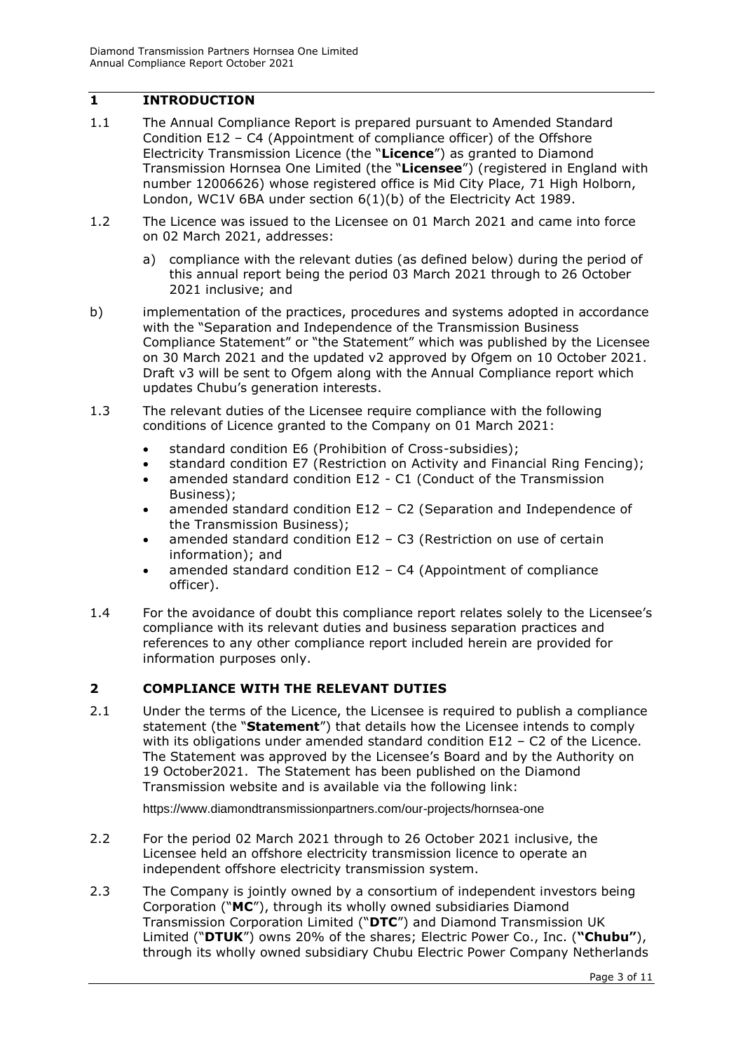## 1 INTRODUCTION

1.1 The Annual Compliance Report is prepared pursuant to Amended Standard Condition E12 – C4 (Appointment of compliance officer) of the Offshore Electricity Transmission Licence (the "**Licence**") as granted to Diamond Transmission Hornsea One Limited (the "**Licensee**") (registered in England with number 12006626) whose registered office is Mid City Place, 71 High Holborn, London, WC1V 6BA under section 6(1)(b) of the Electricity Act 1989.

1.2 The Licence was issued to the Licensee on 01 March 2021 and came into force on 02 March 2021, addresses:

a) compliance with the relevant duties (as defined below) during the period of this annual report being the period 03 March 2021 through to 26 October 2021 inclusive; and

b) implementation of the practices, procedures and systems adopted in accordance with the "Separation and Independence of the Transmission Business Compliance Statement" or "the Statement" which was published by the Licensee on 30 March 2021 and the updated v2 approved by Ofgem on 10 October 2021. Draft v3 will be sent to Ofgem along with the Annual Compliance report which updates Chubu's generation interests.

1.3 The relevant duties of the Licensee require compliance with the following conditions of Licence granted to the Company on 01 March 2021:

- standard condition E6 (Prohibition of Cross-subsidies);
- standard condition E7 (Restriction on Activity and Financial Ring Fencing);
- amended standard condition E12 - C1 (Conduct of the Transmission Business);
- amended standard condition E12 – C2 (Separation and Independence of the Transmission Business);
- amended standard condition E12 – C3 (Restriction on use of certain information); and
- amended standard condition E12 – C4 (Appointment of compliance officer).

1.4 For the avoidance of doubt this compliance report relates solely to the Licensee's compliance with its relevant duties and business separation practices and references to any other compliance report included herein are provided for information purposes only.

## 2 COMPLIANCE WITH THE RELEVANT DUTIES

2.1 Under the terms of the Licence, the Licensee is required to publish a compliance statement (the "**Statement**") that details how the Licensee intends to comply with its obligations under amended standard condition E12 – C2 of the Licence. The Statement was approved by the Licensee's Board and by the Authority on 19 October2021. The Statement has been published on the Diamond Transmission website and is available via the following link:

https://www.diamondtransmissionpartners.com/our-projects/hornsea-one

2.2 For the period 02 March 2021 through to 26 October 2021 inclusive, the Licensee held an offshore electricity transmission licence to operate an independent offshore electricity transmission system.

2.3 The Company is jointly owned by a consortium of independent investors being Corporation ("**MC**"), through its wholly owned subsidiaries Diamond Transmission Corporation Limited ("**DTC**") and Diamond Transmission UK Limited ("**DTUK**") owns 20% of the shares; Electric Power Co., Inc. (**"Chubu"**), through its wholly owned subsidiary Chubu Electric Power Company Netherlands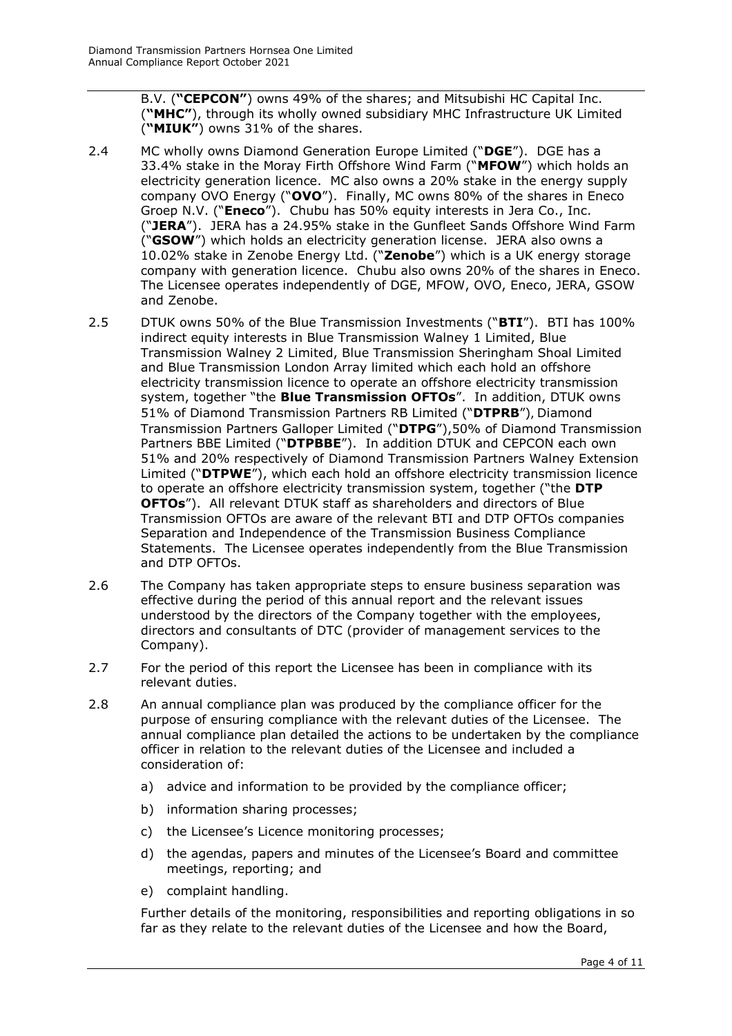B.V. (**"CEPCON"**) owns 49% of the shares; and Mitsubishi HC Capital Inc. (**"MHC"**), through its wholly owned subsidiary MHC Infrastructure UK Limited (**"MIUK"**) owns 31% of the shares.

2.4 MC wholly owns Diamond Generation Europe Limited ("**DGE**"). DGE has a 33.4% stake in the Moray Firth Offshore Wind Farm ("**MFOW**") which holds an electricity generation licence. MC also owns a 20% stake in the energy supply company OVO Energy ("**OVO**"). Finally, MC owns 80% of the shares in Eneco Groep N.V. ("**Eneco**"). Chubu has 50% equity interests in Jera Co., Inc. ("**JERA**"). JERA has a 24.95% stake in the Gunfleet Sands Offshore Wind Farm ("**GSOW**") which holds an electricity generation license. JERA also owns a 10.02% stake in Zenobe Energy Ltd. ("**Zenobe**") which is a UK energy storage company with generation licence. Chubu also owns 20% of the shares in Eneco. The Licensee operates independently of DGE, MFOW, OVO, Eneco, JERA, GSOW and Zenobe.

2.5 DTUK owns 50% of the Blue Transmission Investments ("**BTI**"). BTI has 100% indirect equity interests in Blue Transmission Walney 1 Limited, Blue Transmission Walney 2 Limited, Blue Transmission Sheringham Shoal Limited and Blue Transmission London Array limited which each hold an offshore electricity transmission licence to operate an offshore electricity transmission system, together "the **Blue Transmission OFTOs**". In addition, DTUK owns 51% of Diamond Transmission Partners RB Limited ("**DTPRB**"), Diamond Transmission Partners Galloper Limited ("**DTPG**"),50% of Diamond Transmission Partners BBE Limited ("**DTPBBE**"). In addition DTUK and CEPCON each own 51% and 20% respectively of Diamond Transmission Partners Walney Extension Limited ("**DTPWE**"), which each hold an offshore electricity transmission licence to operate an offshore electricity transmission system, together ("the **DTP OFTOs**"). All relevant DTUK staff as shareholders and directors of Blue Transmission OFTOs are aware of the relevant BTI and DTP OFTOs companies Separation and Independence of the Transmission Business Compliance Statements. The Licensee operates independently from the Blue Transmission and DTP OFTOs.

2.6 The Company has taken appropriate steps to ensure business separation was effective during the period of this annual report and the relevant issues understood by the directors of the Company together with the employees, directors and consultants of DTC (provider of management services to the Company).

2.7 For the period of this report the Licensee has been in compliance with its relevant duties.

2.8 An annual compliance plan was produced by the compliance officer for the purpose of ensuring compliance with the relevant duties of the Licensee. The annual compliance plan detailed the actions to be undertaken by the compliance officer in relation to the relevant duties of the Licensee and included a consideration of:

a) advice and information to be provided by the compliance officer;

b) information sharing processes;

c) the Licensee's Licence monitoring processes;

d) the agendas, papers and minutes of the Licensee's Board and committee meetings, reporting; and

e) complaint handling.

Further details of the monitoring, responsibilities and reporting obligations in so far as they relate to the relevant duties of the Licensee and how the Board,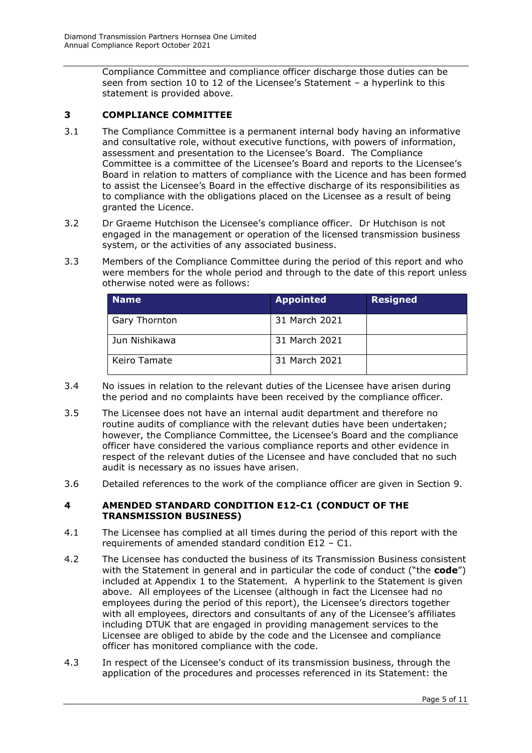Compliance Committee and compliance officer discharge those duties can be seen from section 10 to 12 of the Licensee's Statement – a hyperlink to this statement is provided above.

## 3 COMPLIANCE COMMITTEE

3.1 The Compliance Committee is a permanent internal body having an informative and consultative role, without executive functions, with powers of information, assessment and presentation to the Licensee's Board. The Compliance Committee is a committee of the Licensee's Board and reports to the Licensee's Board in relation to matters of compliance with the Licence and has been formed to assist the Licensee's Board in the effective discharge of its responsibilities as to compliance with the obligations placed on the Licensee as a result of being granted the Licence.

3.2 Dr Graeme Hutchison the Licensee's compliance officer. Dr Hutchison is not engaged in the management or operation of the licensed transmission business system, or the activities of any associated business.

3.3 Members of the Compliance Committee during the period of this report and who were members for the whole period and through to the date of this report unless otherwise noted were as follows:

| Name | Appointed | Resigned |
|---|---|---|
| Gary Thornton | 31 March 2021 | |
| Jun Nishikawa | 31 March 2021 | |
| Keiro Tamate | 31 March 2021 | |

3.4 No issues in relation to the relevant duties of the Licensee have arisen during the period and no complaints have been received by the compliance officer.

3.5 The Licensee does not have an internal audit department and therefore no routine audits of compliance with the relevant duties have been undertaken; however, the Compliance Committee, the Licensee's Board and the compliance officer have considered the various compliance reports and other evidence in respect of the relevant duties of the Licensee and have concluded that no such audit is necessary as no issues have arisen.

3.6 Detailed references to the work of the compliance officer are given in Section 9.

## 4 AMENDED STANDARD CONDITION E12-C1 (CONDUCT OF THE TRANSMISSION BUSINESS)

4.1 The Licensee has complied at all times during the period of this report with the requirements of amended standard condition E12 – C1.

4.2 The Licensee has conducted the business of its Transmission Business consistent with the Statement in general and in particular the code of conduct ("the **code**") included at Appendix 1 to the Statement. A hyperlink to the Statement is given above. All employees of the Licensee (although in fact the Licensee had no employees during the period of this report), the Licensee's directors together with all employees, directors and consultants of any of the Licensee's affiliates including DTUK that are engaged in providing management services to the Licensee are obliged to abide by the code and the Licensee and compliance officer has monitored compliance with the code.

4.3 In respect of the Licensee's conduct of its transmission business, through the application of the procedures and processes referenced in its Statement: the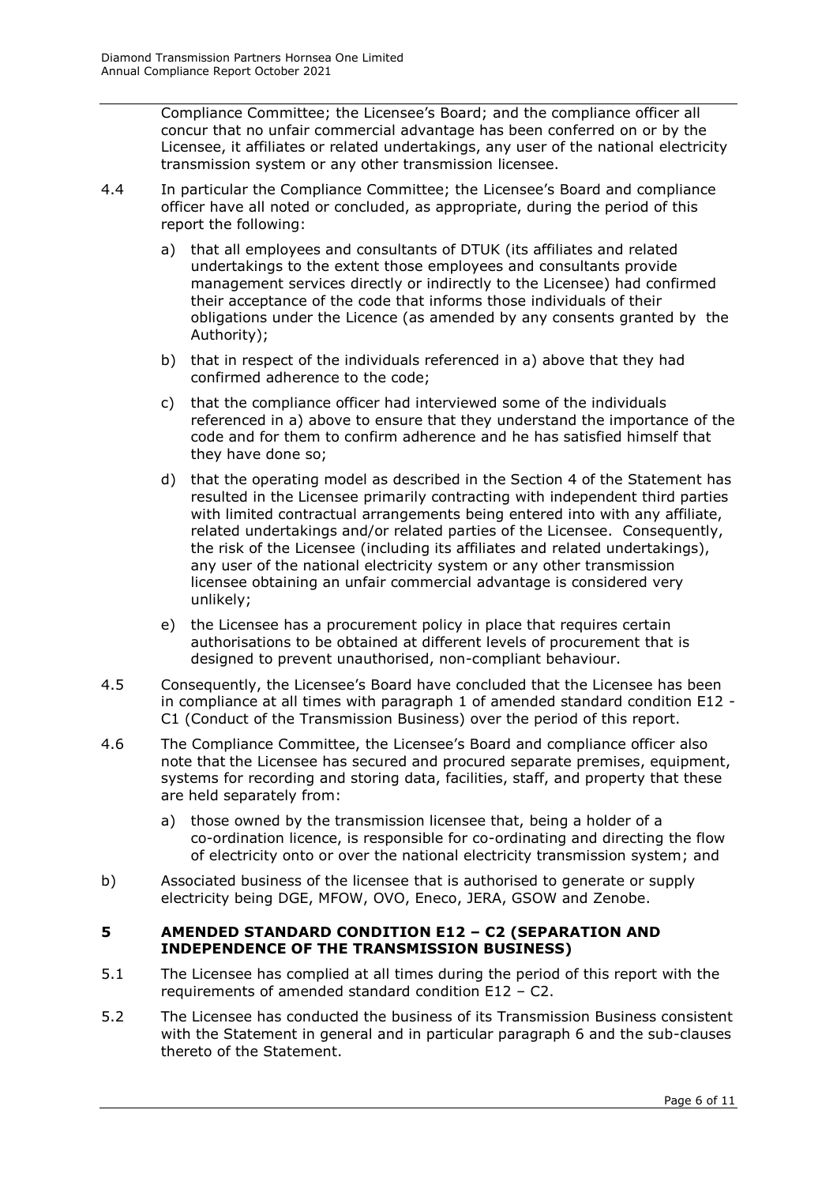Compliance Committee; the Licensee's Board; and the compliance officer all concur that no unfair commercial advantage has been conferred on or by the Licensee, it affiliates or related undertakings, any user of the national electricity transmission system or any other transmission licensee.

4.4 In particular the Compliance Committee; the Licensee's Board and compliance officer have all noted or concluded, as appropriate, during the period of this report the following:

a) that all employees and consultants of DTUK (its affiliates and related undertakings to the extent those employees and consultants provide management services directly or indirectly to the Licensee) had confirmed their acceptance of the code that informs those individuals of their obligations under the Licence (as amended by any consents granted by the Authority);

b) that in respect of the individuals referenced in a) above that they had confirmed adherence to the code;

c) that the compliance officer had interviewed some of the individuals referenced in a) above to ensure that they understand the importance of the code and for them to confirm adherence and he has satisfied himself that they have done so;

d) that the operating model as described in the Section 4 of the Statement has resulted in the Licensee primarily contracting with independent third parties with limited contractual arrangements being entered into with any affiliate, related undertakings and/or related parties of the Licensee. Consequently, the risk of the Licensee (including its affiliates and related undertakings), any user of the national electricity system or any other transmission licensee obtaining an unfair commercial advantage is considered very unlikely;

e) the Licensee has a procurement policy in place that requires certain authorisations to be obtained at different levels of procurement that is designed to prevent unauthorised, non-compliant behaviour.

4.5 Consequently, the Licensee's Board have concluded that the Licensee has been in compliance at all times with paragraph 1 of amended standard condition E12 - C1 (Conduct of the Transmission Business) over the period of this report.

4.6 The Compliance Committee, the Licensee's Board and compliance officer also note that the Licensee has secured and procured separate premises, equipment, systems for recording and storing data, facilities, staff, and property that these are held separately from:

a) those owned by the transmission licensee that, being a holder of a co-ordination licence, is responsible for co-ordinating and directing the flow of electricity onto or over the national electricity transmission system; and

b) Associated business of the licensee that is authorised to generate or supply electricity being DGE, MFOW, OVO, Eneco, JERA, GSOW and Zenobe.

## 5 AMENDED STANDARD CONDITION E12 – C2 (SEPARATION AND INDEPENDENCE OF THE TRANSMISSION BUSINESS)

5.1 The Licensee has complied at all times during the period of this report with the requirements of amended standard condition E12 – C2.

5.2 The Licensee has conducted the business of its Transmission Business consistent with the Statement in general and in particular paragraph 6 and the sub-clauses thereto of the Statement.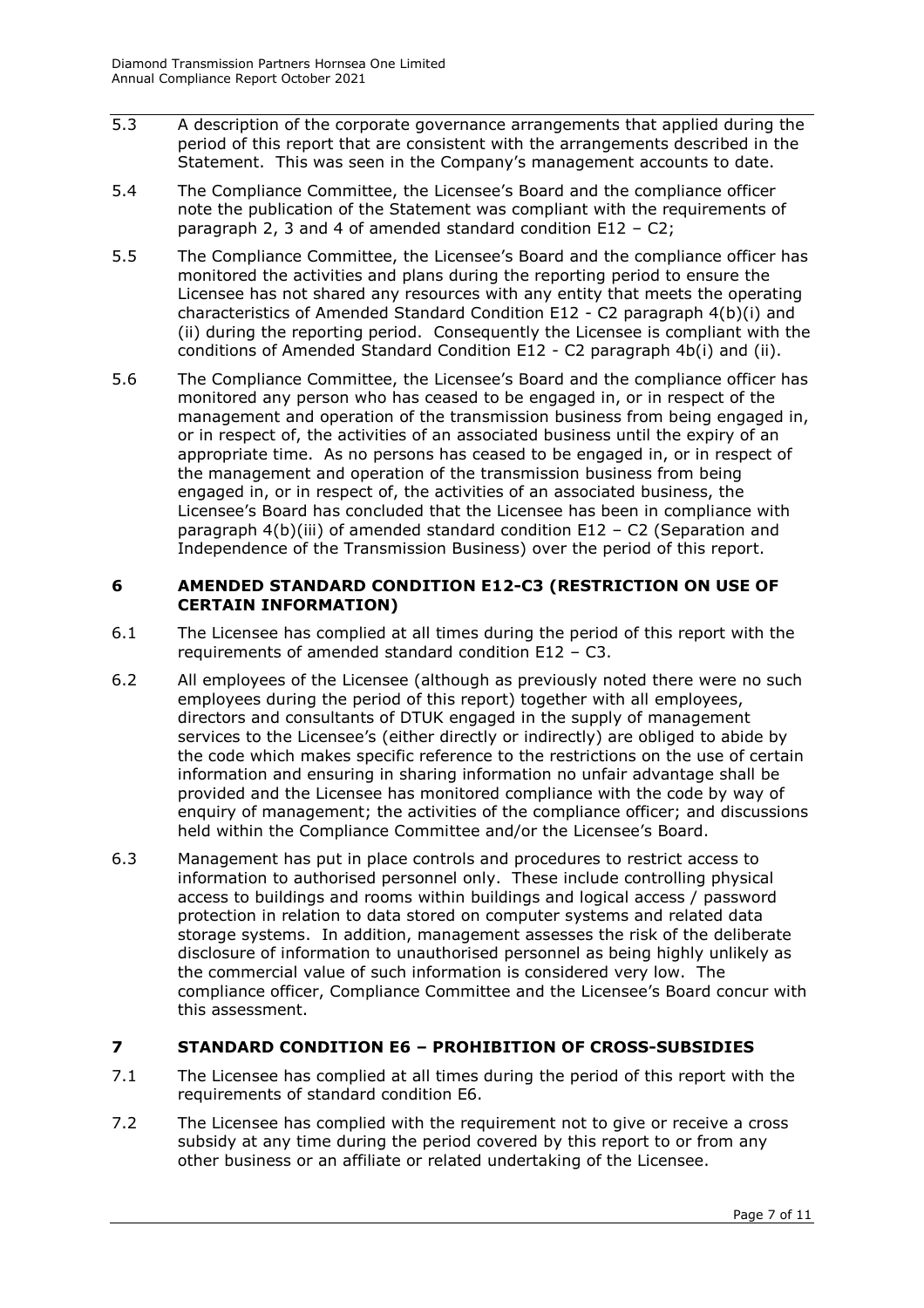5.3 A description of the corporate governance arrangements that applied during the period of this report that are consistent with the arrangements described in the Statement. This was seen in the Company's management accounts to date.

5.4 The Compliance Committee, the Licensee's Board and the compliance officer note the publication of the Statement was compliant with the requirements of paragraph 2, 3 and 4 of amended standard condition E12 – C2;

5.5 The Compliance Committee, the Licensee's Board and the compliance officer has monitored the activities and plans during the reporting period to ensure the Licensee has not shared any resources with any entity that meets the operating characteristics of Amended Standard Condition E12 - C2 paragraph 4(b)(i) and (ii) during the reporting period. Consequently the Licensee is compliant with the conditions of Amended Standard Condition E12 - C2 paragraph 4b(i) and (ii).

5.6 The Compliance Committee, the Licensee's Board and the compliance officer has monitored any person who has ceased to be engaged in, or in respect of the management and operation of the transmission business from being engaged in, or in respect of, the activities of an associated business until the expiry of an appropriate time. As no persons has ceased to be engaged in, or in respect of the management and operation of the transmission business from being engaged in, or in respect of, the activities of an associated business, the Licensee's Board has concluded that the Licensee has been in compliance with paragraph 4(b)(iii) of amended standard condition E12 – C2 (Separation and Independence of the Transmission Business) over the period of this report.

## 6 AMENDED STANDARD CONDITION E12-C3 (RESTRICTION ON USE OF CERTAIN INFORMATION)

6.1 The Licensee has complied at all times during the period of this report with the requirements of amended standard condition E12 – C3.

6.2 All employees of the Licensee (although as previously noted there were no such employees during the period of this report) together with all employees, directors and consultants of DTUK engaged in the supply of management services to the Licensee's (either directly or indirectly) are obliged to abide by the code which makes specific reference to the restrictions on the use of certain information and ensuring in sharing information no unfair advantage shall be provided and the Licensee has monitored compliance with the code by way of enquiry of management; the activities of the compliance officer; and discussions held within the Compliance Committee and/or the Licensee's Board.

6.3 Management has put in place controls and procedures to restrict access to information to authorised personnel only. These include controlling physical access to buildings and rooms within buildings and logical access / password protection in relation to data stored on computer systems and related data storage systems. In addition, management assesses the risk of the deliberate disclosure of information to unauthorised personnel as being highly unlikely as the commercial value of such information is considered very low. The compliance officer, Compliance Committee and the Licensee's Board concur with this assessment.

## 7 STANDARD CONDITION E6 – PROHIBITION OF CROSS-SUBSIDIES

7.1 The Licensee has complied at all times during the period of this report with the requirements of standard condition E6.

7.2 The Licensee has complied with the requirement not to give or receive a cross subsidy at any time during the period covered by this report to or from any other business or an affiliate or related undertaking of the Licensee.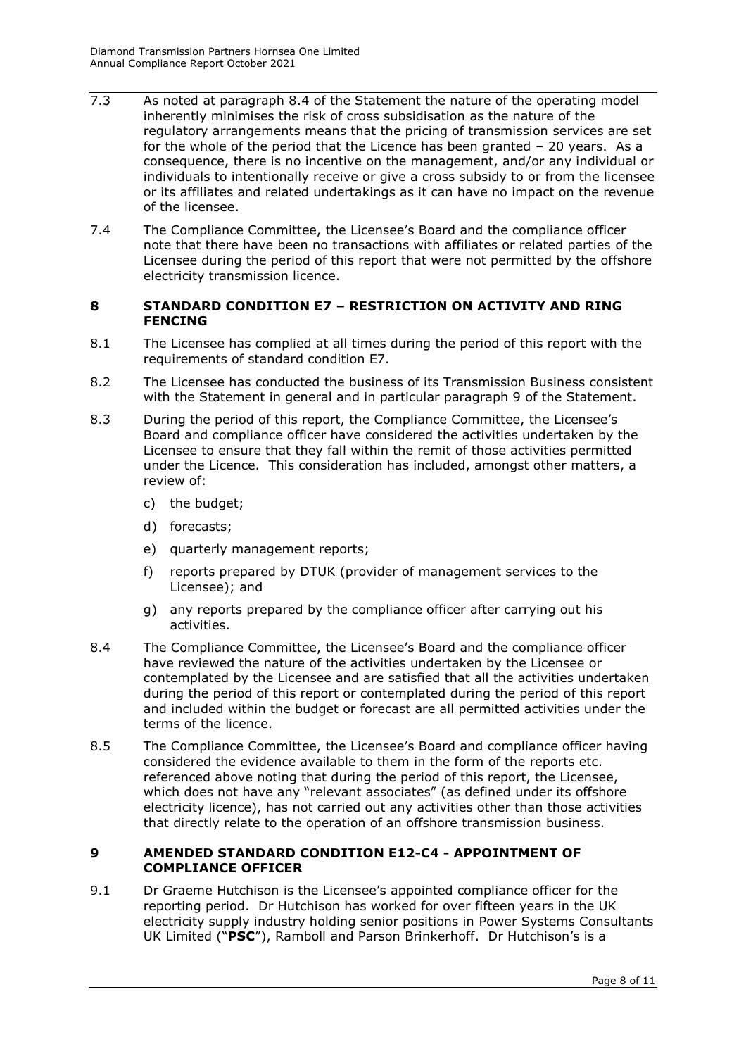7.3 As noted at paragraph 8.4 of the Statement the nature of the operating model inherently minimises the risk of cross subsidisation as the nature of the regulatory arrangements means that the pricing of transmission services are set for the whole of the period that the Licence has been granted – 20 years. As a consequence, there is no incentive on the management, and/or any individual or individuals to intentionally receive or give a cross subsidy to or from the licensee or its affiliates and related undertakings as it can have no impact on the revenue of the licensee.

7.4 The Compliance Committee, the Licensee's Board and the compliance officer note that there have been no transactions with affiliates or related parties of the Licensee during the period of this report that were not permitted by the offshore electricity transmission licence.

## 8 STANDARD CONDITION E7 – RESTRICTION ON ACTIVITY AND RING FENCING

8.1 The Licensee has complied at all times during the period of this report with the requirements of standard condition E7.

8.2 The Licensee has conducted the business of its Transmission Business consistent with the Statement in general and in particular paragraph 9 of the Statement.

8.3 During the period of this report, the Compliance Committee, the Licensee's Board and compliance officer have considered the activities undertaken by the Licensee to ensure that they fall within the remit of those activities permitted under the Licence. This consideration has included, amongst other matters, a review of:

c) the budget;

d) forecasts;

e) quarterly management reports;

f) reports prepared by DTUK (provider of management services to the Licensee); and

g) any reports prepared by the compliance officer after carrying out his activities.

8.4 The Compliance Committee, the Licensee's Board and the compliance officer have reviewed the nature of the activities undertaken by the Licensee or contemplated by the Licensee and are satisfied that all the activities undertaken during the period of this report or contemplated during the period of this report and included within the budget or forecast are all permitted activities under the terms of the licence.

8.5 The Compliance Committee, the Licensee's Board and compliance officer having considered the evidence available to them in the form of the reports etc. referenced above noting that during the period of this report, the Licensee, which does not have any "relevant associates" (as defined under its offshore electricity licence), has not carried out any activities other than those activities that directly relate to the operation of an offshore transmission business.

## 9 AMENDED STANDARD CONDITION E12-C4 - APPOINTMENT OF COMPLIANCE OFFICER

9.1 Dr Graeme Hutchison is the Licensee's appointed compliance officer for the reporting period. Dr Hutchison has worked for over fifteen years in the UK electricity supply industry holding senior positions in Power Systems Consultants UK Limited ("**PSC**"), Ramboll and Parson Brinkerhoff. Dr Hutchison's is a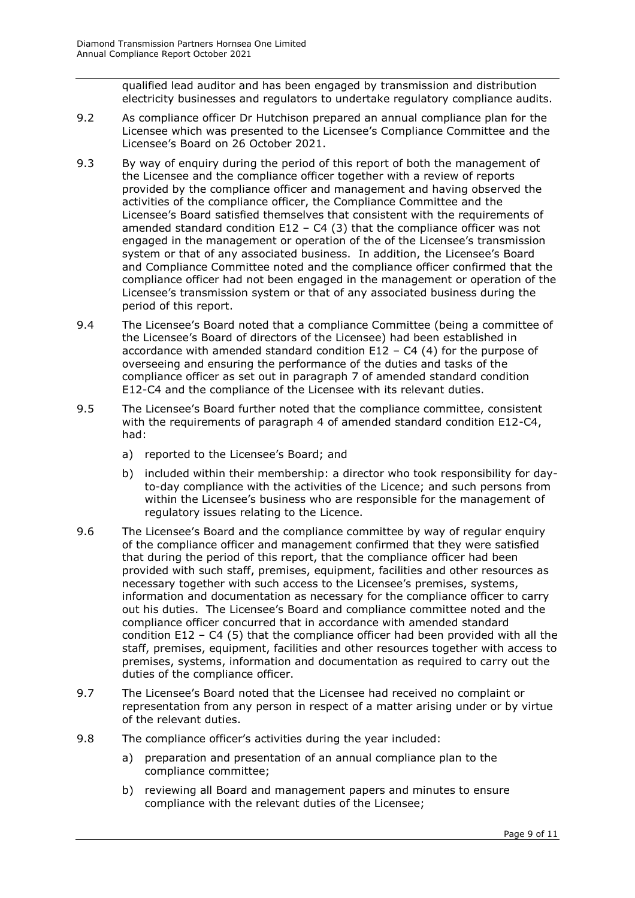qualified lead auditor and has been engaged by transmission and distribution electricity businesses and regulators to undertake regulatory compliance audits.

9.2 As compliance officer Dr Hutchison prepared an annual compliance plan for the Licensee which was presented to the Licensee's Compliance Committee and the Licensee's Board on 26 October 2021.

9.3 By way of enquiry during the period of this report of both the management of the Licensee and the compliance officer together with a review of reports provided by the compliance officer and management and having observed the activities of the compliance officer, the Compliance Committee and the Licensee's Board satisfied themselves that consistent with the requirements of amended standard condition E12 – C4 (3) that the compliance officer was not engaged in the management or operation of the of the Licensee's transmission system or that of any associated business. In addition, the Licensee's Board and Compliance Committee noted and the compliance officer confirmed that the compliance officer had not been engaged in the management or operation of the Licensee's transmission system or that of any associated business during the period of this report.

9.4 The Licensee's Board noted that a compliance Committee (being a committee of the Licensee's Board of directors of the Licensee) had been established in accordance with amended standard condition E12 – C4 (4) for the purpose of overseeing and ensuring the performance of the duties and tasks of the compliance officer as set out in paragraph 7 of amended standard condition E12-C4 and the compliance of the Licensee with its relevant duties.

9.5 The Licensee's Board further noted that the compliance committee, consistent with the requirements of paragraph 4 of amended standard condition E12-C4, had:

a) reported to the Licensee's Board; and

b) included within their membership: a director who took responsibility for day-to-day compliance with the activities of the Licence; and such persons from within the Licensee's business who are responsible for the management of regulatory issues relating to the Licence.

9.6 The Licensee's Board and the compliance committee by way of regular enquiry of the compliance officer and management confirmed that they were satisfied that during the period of this report, that the compliance officer had been provided with such staff, premises, equipment, facilities and other resources as necessary together with such access to the Licensee's premises, systems, information and documentation as necessary for the compliance officer to carry out his duties. The Licensee's Board and compliance committee noted and the compliance officer concurred that in accordance with amended standard condition E12 – C4 (5) that the compliance officer had been provided with all the staff, premises, equipment, facilities and other resources together with access to premises, systems, information and documentation as required to carry out the duties of the compliance officer.

9.7 The Licensee's Board noted that the Licensee had received no complaint or representation from any person in respect of a matter arising under or by virtue of the relevant duties.

9.8 The compliance officer's activities during the year included:

a) preparation and presentation of an annual compliance plan to the compliance committee;

b) reviewing all Board and management papers and minutes to ensure compliance with the relevant duties of the Licensee;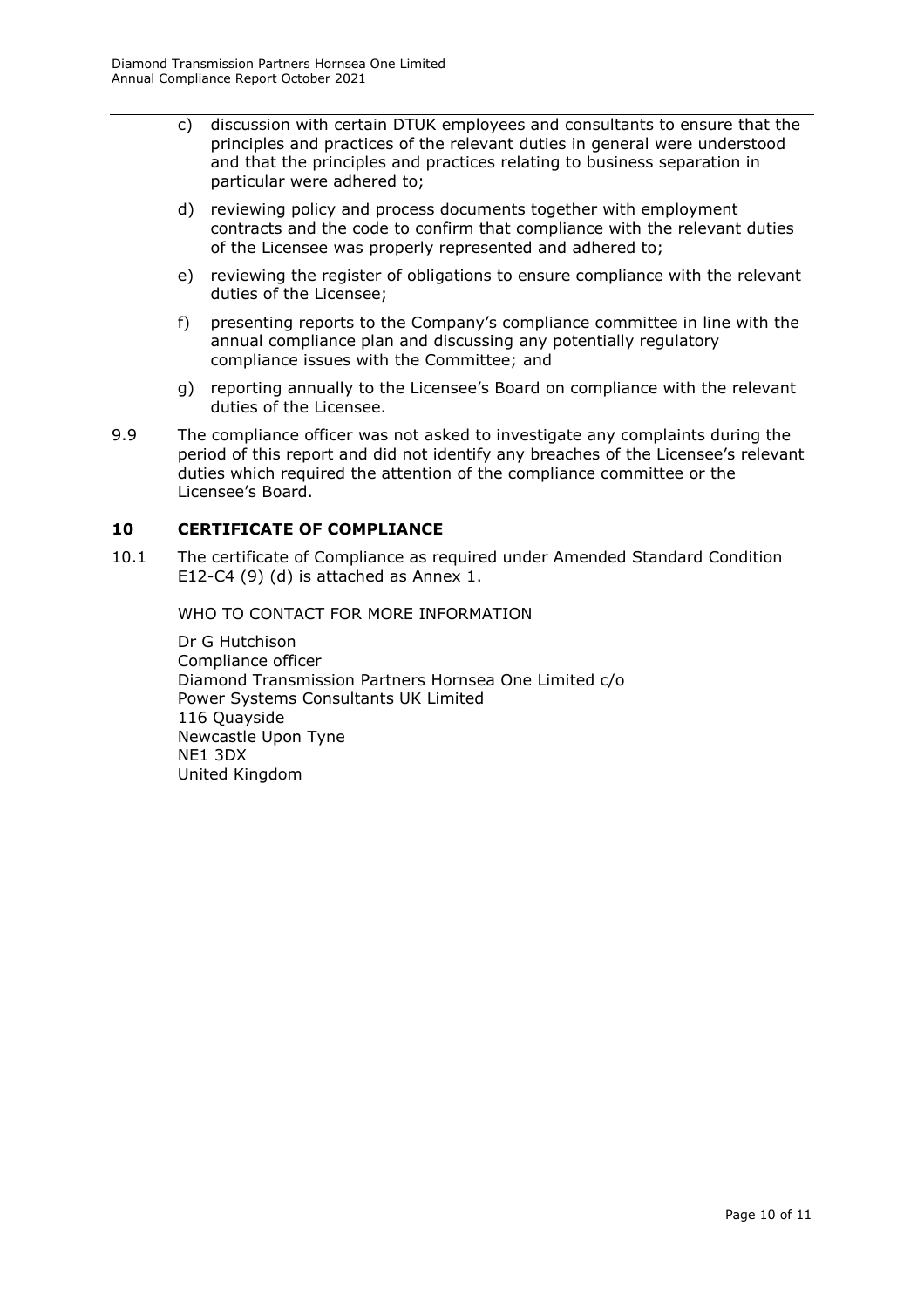c) discussion with certain DTUK employees and consultants to ensure that the principles and practices of the relevant duties in general were understood and that the principles and practices relating to business separation in particular were adhered to;

d) reviewing policy and process documents together with employment contracts and the code to confirm that compliance with the relevant duties of the Licensee was properly represented and adhered to;

e) reviewing the register of obligations to ensure compliance with the relevant duties of the Licensee;

f) presenting reports to the Company's compliance committee in line with the annual compliance plan and discussing any potentially regulatory compliance issues with the Committee; and

g) reporting annually to the Licensee's Board on compliance with the relevant duties of the Licensee.

9.9 The compliance officer was not asked to investigate any complaints during the period of this report and did not identify any breaches of the Licensee's relevant duties which required the attention of the compliance committee or the Licensee's Board.

## 10 CERTIFICATE OF COMPLIANCE

10.1 The certificate of Compliance as required under Amended Standard Condition E12-C4 (9) (d) is attached as Annex 1.

WHO TO CONTACT FOR MORE INFORMATION

Dr G Hutchison
Compliance officer
Diamond Transmission Partners Hornsea One Limited c/o
Power Systems Consultants UK Limited
116 Quayside
Newcastle Upon Tyne
NE1 3DX
United Kingdom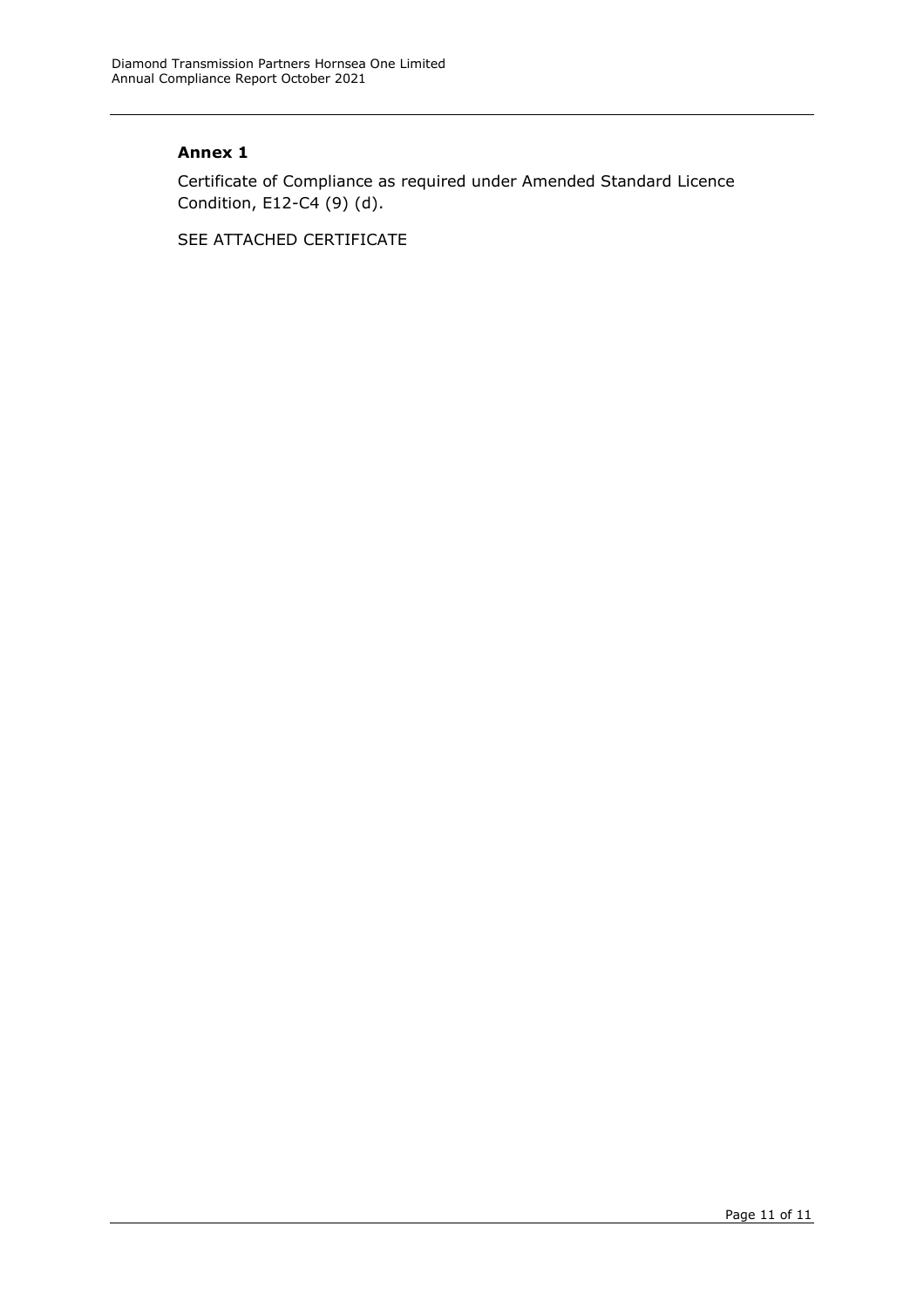### Annex 1

Certificate of Compliance as required under Amended Standard Licence Condition, E12-C4 (9) (d).

SEE ATTACHED CERTIFICATE